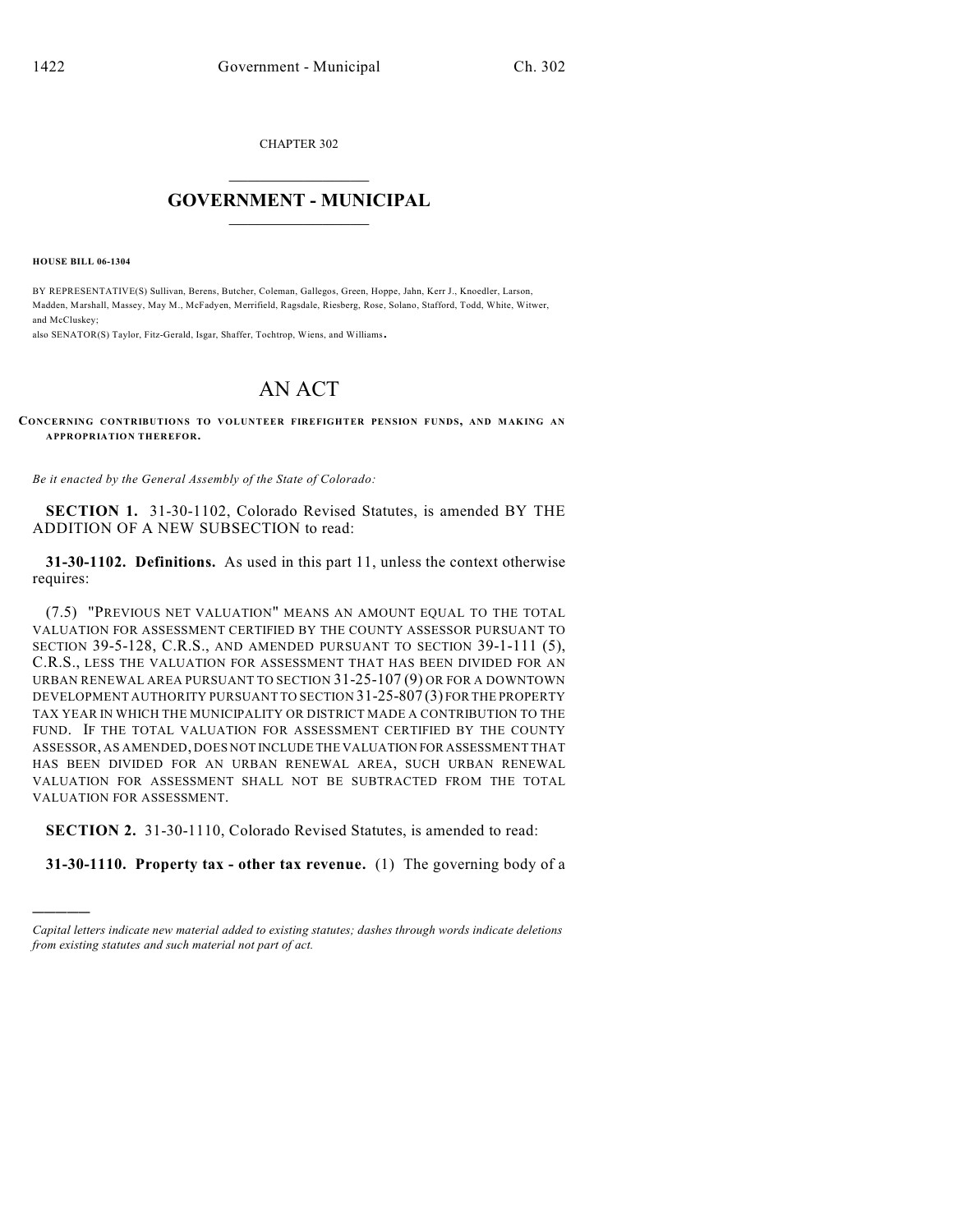CHAPTER 302

# GOVERNMENT - MUNICIPAL

**HOUSE BILL 06-1304**

BY REPRESENTATIVE(S) Sullivan, Berens, Butcher, Coleman, Gallegos, Green, Hoppe, Jahn, Kerr J., Knoedler, Larson, Madden, Marshall, Massey, May M., McFadyen, Merrifield, Ragsdale, Riesberg, Rose, Solano, Stafford, Todd, White, Witwer, and McCluskey;
also SENATOR(S) Taylor, Fitz-Gerald, Isgar, Shaffer, Tochtrop, Wiens, and Williams.

# AN ACT

**CONCERNING CONTRIBUTIONS TO VOLUNTEER FIREFIGHTER PENSION FUNDS, AND MAKING AN APPROPRIATION THEREFOR.**

*Be it enacted by the General Assembly of the State of Colorado:*

**SECTION 1.** 31-30-1102, Colorado Revised Statutes, is amended BY THE ADDITION OF A NEW SUBSECTION to read:

**31-30-1102. Definitions.** As used in this part 11, unless the context otherwise requires:

(7.5) "PREVIOUS NET VALUATION" MEANS AN AMOUNT EQUAL TO THE TOTAL VALUATION FOR ASSESSMENT CERTIFIED BY THE COUNTY ASSESSOR PURSUANT TO SECTION 39-5-128, C.R.S., AND AMENDED PURSUANT TO SECTION 39-1-111 (5), C.R.S., LESS THE VALUATION FOR ASSESSMENT THAT HAS BEEN DIVIDED FOR AN URBAN RENEWAL AREA PURSUANT TO SECTION 31-25-107 (9) OR FOR A DOWNTOWN DEVELOPMENT AUTHORITY PURSUANT TO SECTION 31-25-807 (3) FOR THE PROPERTY TAX YEAR IN WHICH THE MUNICIPALITY OR DISTRICT MADE A CONTRIBUTION TO THE FUND. IF THE TOTAL VALUATION FOR ASSESSMENT CERTIFIED BY THE COUNTY ASSESSOR, AS AMENDED, DOES NOT INCLUDE THE VALUATION FOR ASSESSMENT THAT HAS BEEN DIVIDED FOR AN URBAN RENEWAL AREA, SUCH URBAN RENEWAL VALUATION FOR ASSESSMENT SHALL NOT BE SUBTRACTED FROM THE TOTAL VALUATION FOR ASSESSMENT.

**SECTION 2.** 31-30-1110, Colorado Revised Statutes, is amended to read:

**31-30-1110. Property tax - other tax revenue.** (1) The governing body of a

---

*Capital letters indicate new material added to existing statutes; dashes through words indicate deletions from existing statutes and such material not part of act.*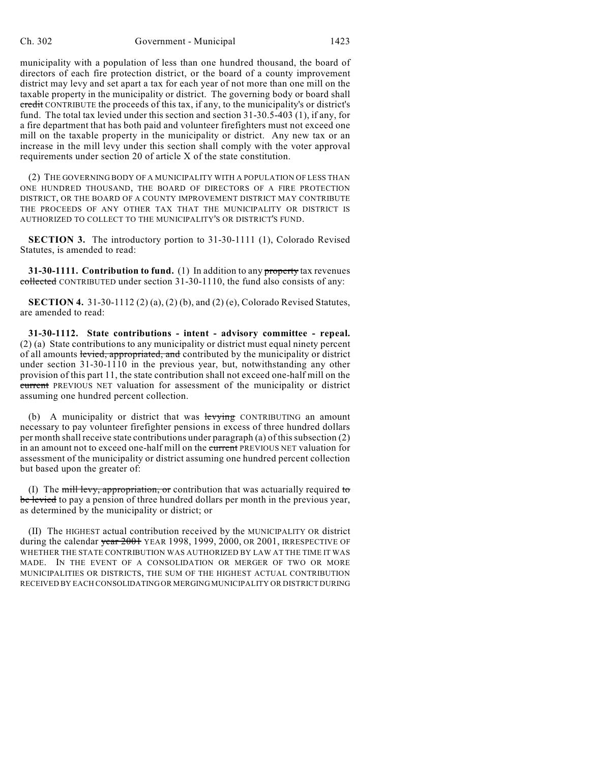municipality with a population of less than one hundred thousand, the board of directors of each fire protection district, or the board of a county improvement district may levy and set apart a tax for each year of not more than one mill on the taxable property in the municipality or district. The governing body or board shall ~~credit~~ CONTRIBUTE the proceeds of this tax, if any, to the municipality's or district's fund. The total tax levied under this section and section 31-30.5-403 (1), if any, for a fire department that has both paid and volunteer firefighters must not exceed one mill on the taxable property in the municipality or district. Any new tax or an increase in the mill levy under this section shall comply with the voter approval requirements under section 20 of article X of the state constitution.

(2) THE GOVERNING BODY OF A MUNICIPALITY WITH A POPULATION OF LESS THAN ONE HUNDRED THOUSAND, THE BOARD OF DIRECTORS OF A FIRE PROTECTION DISTRICT, OR THE BOARD OF A COUNTY IMPROVEMENT DISTRICT MAY CONTRIBUTE THE PROCEEDS OF ANY OTHER TAX THAT THE MUNICIPALITY OR DISTRICT IS AUTHORIZED TO COLLECT TO THE MUNICIPALITY'S OR DISTRICT'S FUND.

**SECTION 3.** The introductory portion to 31-30-1111 (1), Colorado Revised Statutes, is amended to read:

**31-30-1111. Contribution to fund.** (1) In addition to any ~~property~~ tax revenues ~~collected~~ CONTRIBUTED under section 31-30-1110, the fund also consists of any:

**SECTION 4.** 31-30-1112 (2) (a), (2) (b), and (2) (e), Colorado Revised Statutes, are amended to read:

**31-30-1112. State contributions - intent - advisory committee - repeal.** (2) (a) State contributions to any municipality or district must equal ninety percent of all amounts ~~levied, appropriated, and~~ contributed by the municipality or district under section 31-30-1110 in the previous year, but, notwithstanding any other provision of this part 11, the state contribution shall not exceed one-half mill on the ~~current~~ PREVIOUS NET valuation for assessment of the municipality or district assuming one hundred percent collection.

(b) A municipality or district that was ~~levying~~ CONTRIBUTING an amount necessary to pay volunteer firefighter pensions in excess of three hundred dollars per month shall receive state contributions under paragraph (a) of this subsection (2) in an amount not to exceed one-half mill on the ~~current~~ PREVIOUS NET valuation for assessment of the municipality or district assuming one hundred percent collection but based upon the greater of:

(I) The ~~mill levy, appropriation, or~~ contribution that was actuarially required ~~to be levied~~ to pay a pension of three hundred dollars per month in the previous year, as determined by the municipality or district; or

(II) The HIGHEST actual contribution received by the MUNICIPALITY OR district during the calendar ~~year 2001~~ YEAR 1998, 1999, 2000, OR 2001, IRRESPECTIVE OF WHETHER THE STATE CONTRIBUTION WAS AUTHORIZED BY LAW AT THE TIME IT WAS MADE. IN THE EVENT OF A CONSOLIDATION OR MERGER OF TWO OR MORE MUNICIPALITIES OR DISTRICTS, THE SUM OF THE HIGHEST ACTUAL CONTRIBUTION RECEIVED BY EACH CONSOLIDATING OR MERGING MUNICIPALITY OR DISTRICT DURING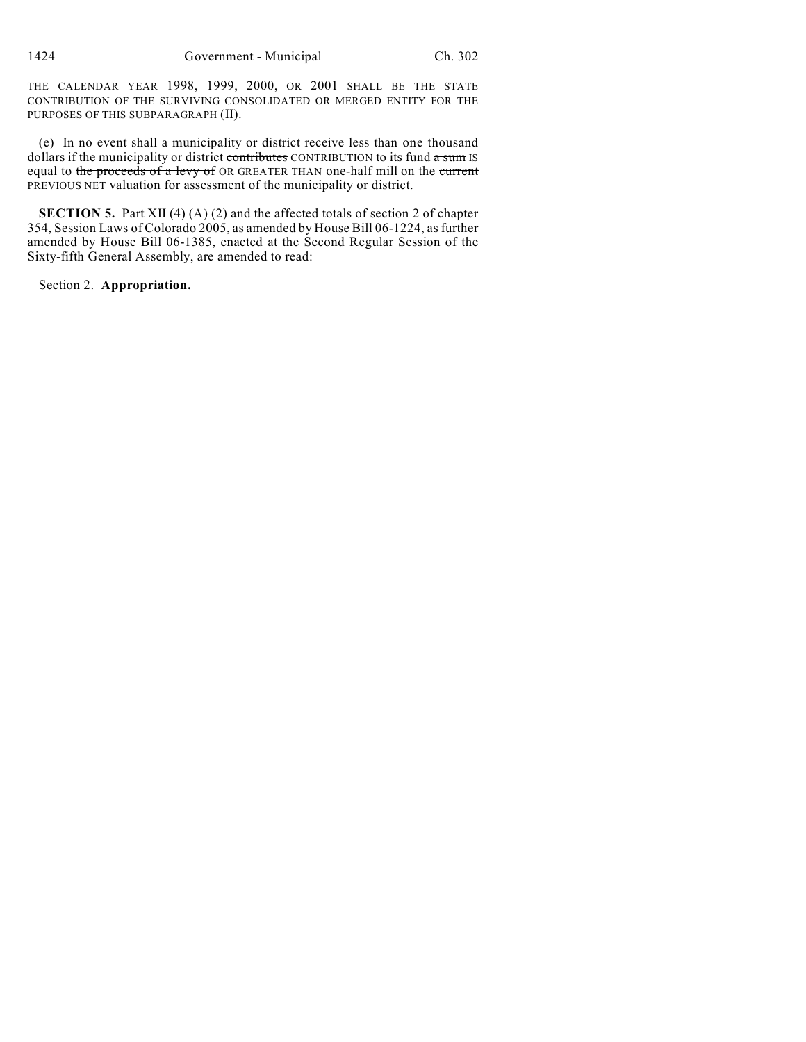THE CALENDAR YEAR 1998, 1999, 2000, OR 2001 SHALL BE THE STATE CONTRIBUTION OF THE SURVIVING CONSOLIDATED OR MERGED ENTITY FOR THE PURPOSES OF THIS SUBPARAGRAPH (II).

(e) In no event shall a municipality or district receive less than one thousand dollars if the municipality or district ~~contributes~~ CONTRIBUTION to its fund ~~a sum~~ IS equal to ~~the proceeds of a levy of~~ OR GREATER THAN one-half mill on the ~~current~~ PREVIOUS NET valuation for assessment of the municipality or district.

**SECTION 5.** Part XII (4) (A) (2) and the affected totals of section 2 of chapter 354, Session Laws of Colorado 2005, as amended by House Bill 06-1224, as further amended by House Bill 06-1385, enacted at the Second Regular Session of the Sixty-fifth General Assembly, are amended to read:

Section 2. **Appropriation.**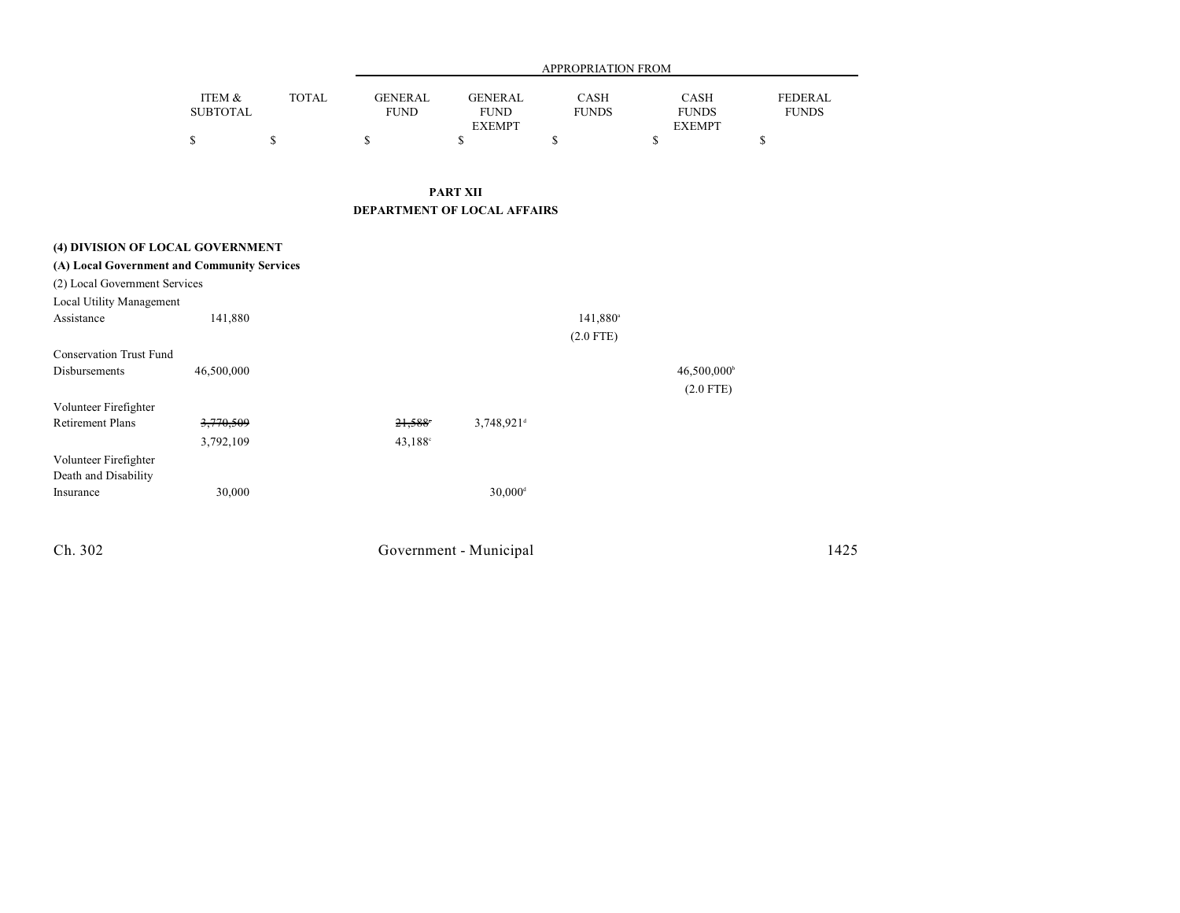| | ITEM & SUBTOTAL | TOTAL | APPROPRIATION FROM GENERAL FUND | GENERAL FUND EXEMPT | CASH FUNDS | CASH FUNDS EXEMPT | FEDERAL FUNDS |
|---|---|---|---|---|---|---|---|
| | $ | $ | $ | $ | $ | $ | $ |

## PART XII
## DEPARTMENT OF LOCAL AFFAIRS

**(4) DIVISION OF LOCAL GOVERNMENT**

**(A) Local Government and Community Services**

(2) Local Government Services

| | ITEM & SUBTOTAL | TOTAL | GENERAL FUND | GENERAL FUND EXEMPT | CASH FUNDS | CASH FUNDS EXEMPT | FEDERAL FUNDS |
|---|---|---|---|---|---|---|---|
| Local Utility Management Assistance | 141,880 | | | | 141,880[a] | | |
| | | | | | (2.0 FTE) | | |
| Conservation Trust Fund Disbursements | 46,500,000 | | | | | 46,500,000[b] | |
| | | | | | | (2.0 FTE) | |
| Volunteer Firefighter Retirement Plans | ~~3,770,509~~ | | ~~21,588~~[c] | 3,748,921[d] | | | |
| | 3,792,109 | | 43,188[c] | | | | |
| Volunteer Firefighter Death and Disability Insurance | 30,000 | | | 30,000[d] | | | |

Ch. 302 Government - Municipal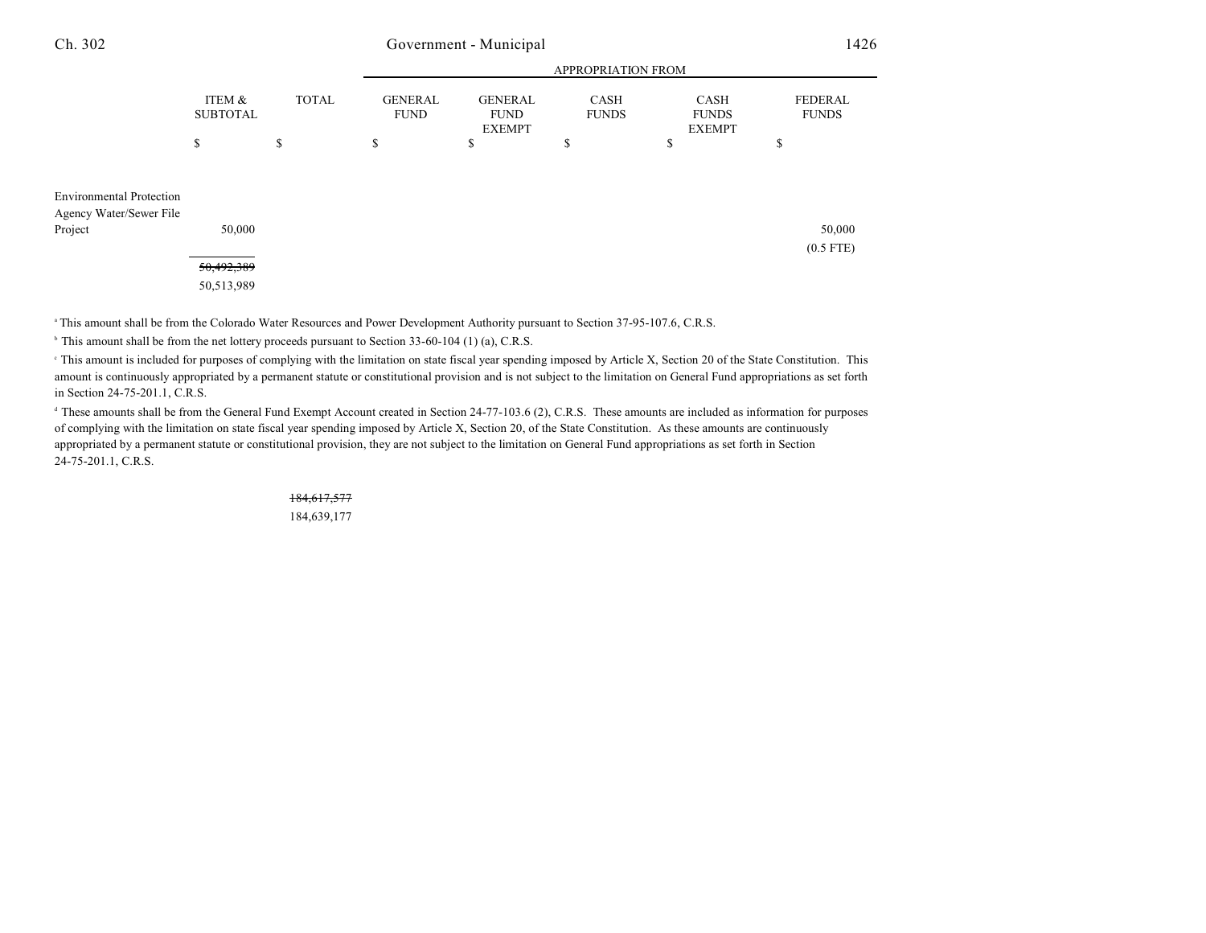| | ITEM & SUBTOTAL | TOTAL | APPROPRIATION FROM GENERAL FUND | GENERAL FUND EXEMPT | CASH FUNDS | CASH FUNDS EXEMPT | FEDERAL FUNDS |
|---|---|---|---|---|---|---|---|
| | $ | $ | $ | $ | $ | $ | $ |
| Environmental Protection Agency Water/Sewer File Project | 50,000 | | | | | | 50,000 (0.5 FTE) |
| | ~~50,492,389~~ 50,513,989 | | | | | | |

[a] This amount shall be from the Colorado Water Resources and Power Development Authority pursuant to Section 37-95-107.6, C.R.S.

[b] This amount shall be from the net lottery proceeds pursuant to Section 33-60-104 (1) (a), C.R.S.

[c] This amount is included for purposes of complying with the limitation on state fiscal year spending imposed by Article X, Section 20 of the State Constitution. This amount is continuously appropriated by a permanent statute or constitutional provision and is not subject to the limitation on General Fund appropriations as set forth in Section 24-75-201.1, C.R.S.

[d] These amounts shall be from the General Fund Exempt Account created in Section 24-77-103.6 (2), C.R.S. These amounts are included as information for purposes of complying with the limitation on state fiscal year spending imposed by Article X, Section 20, of the State Constitution. As these amounts are continuously appropriated by a permanent statute or constitutional provision, they are not subject to the limitation on General Fund appropriations as set forth in Section 24-75-201.1, C.R.S.

| | ITEM & SUBTOTAL | TOTAL |
|---|---|---|
| | | ~~184,617,577~~ 184,639,177 |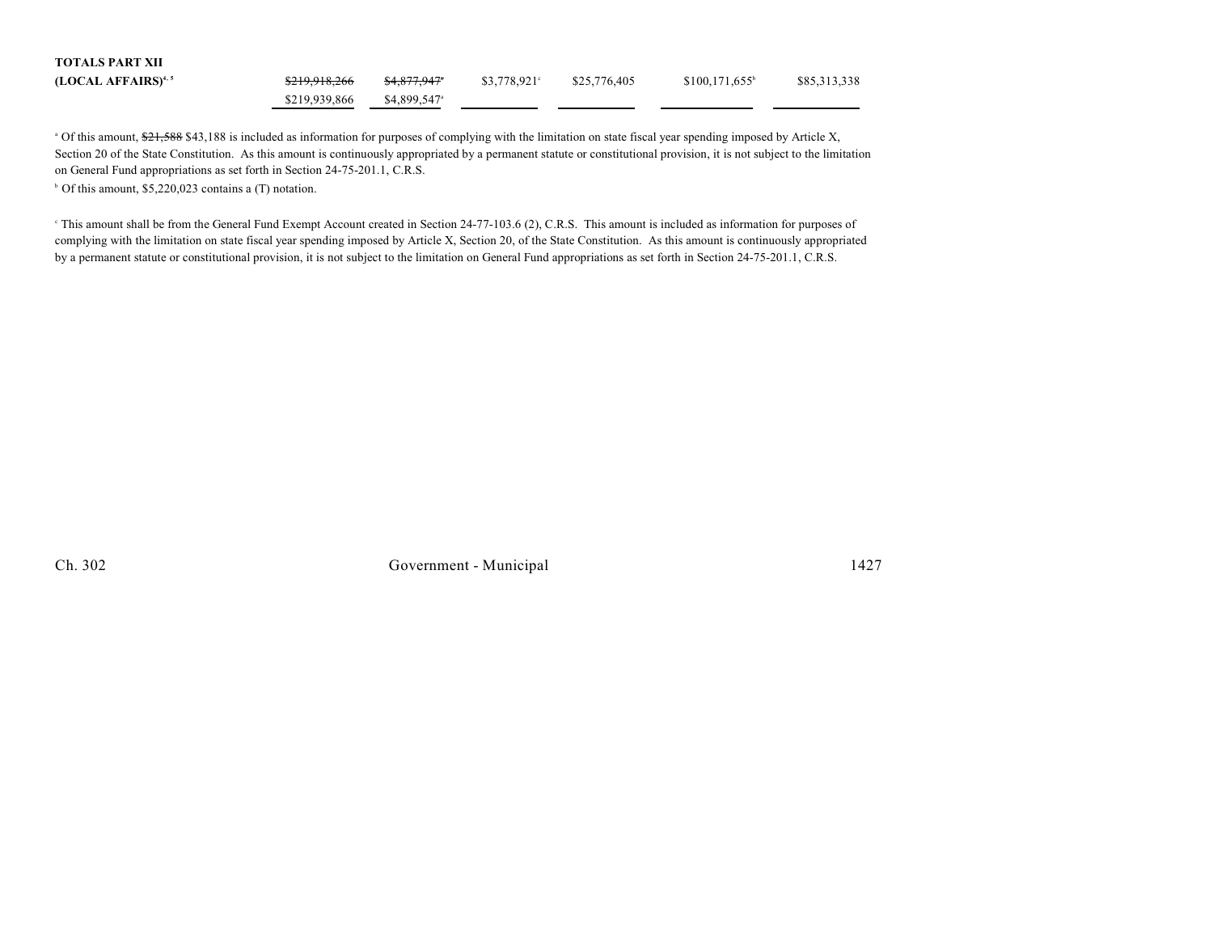| | | | | | | |
|---|---|---|---|---|---|---|
| **TOTALS PART XII (LOCAL AFFAIRS)**[4, 5] | ~~$219,918,266~~ | ~~$4,877,947~~[a] | $3,778,921[c] | $25,776,405 | $100,171,655[b] | $85,313,338 |
| | $219,939,866 | $4,899,547[a] | | | | |

[a] Of this amount, ~~$21,588~~ $43,188 is included as information for purposes of complying with the limitation on state fiscal year spending imposed by Article X, Section 20 of the State Constitution. As this amount is continuously appropriated by a permanent statute or constitutional provision, it is not subject to the limitation on General Fund appropriations as set forth in Section 24-75-201.1, C.R.S.

[b] Of this amount, $5,220,023 contains a (T) notation.

[c] This amount shall be from the General Fund Exempt Account created in Section 24-77-103.6 (2), C.R.S. This amount is included as information for purposes of complying with the limitation on state fiscal year spending imposed by Article X, Section 20, of the State Constitution. As this amount is continuously appropriated by a permanent statute or constitutional provision, it is not subject to the limitation on General Fund appropriations as set forth in Section 24-75-201.1, C.R.S.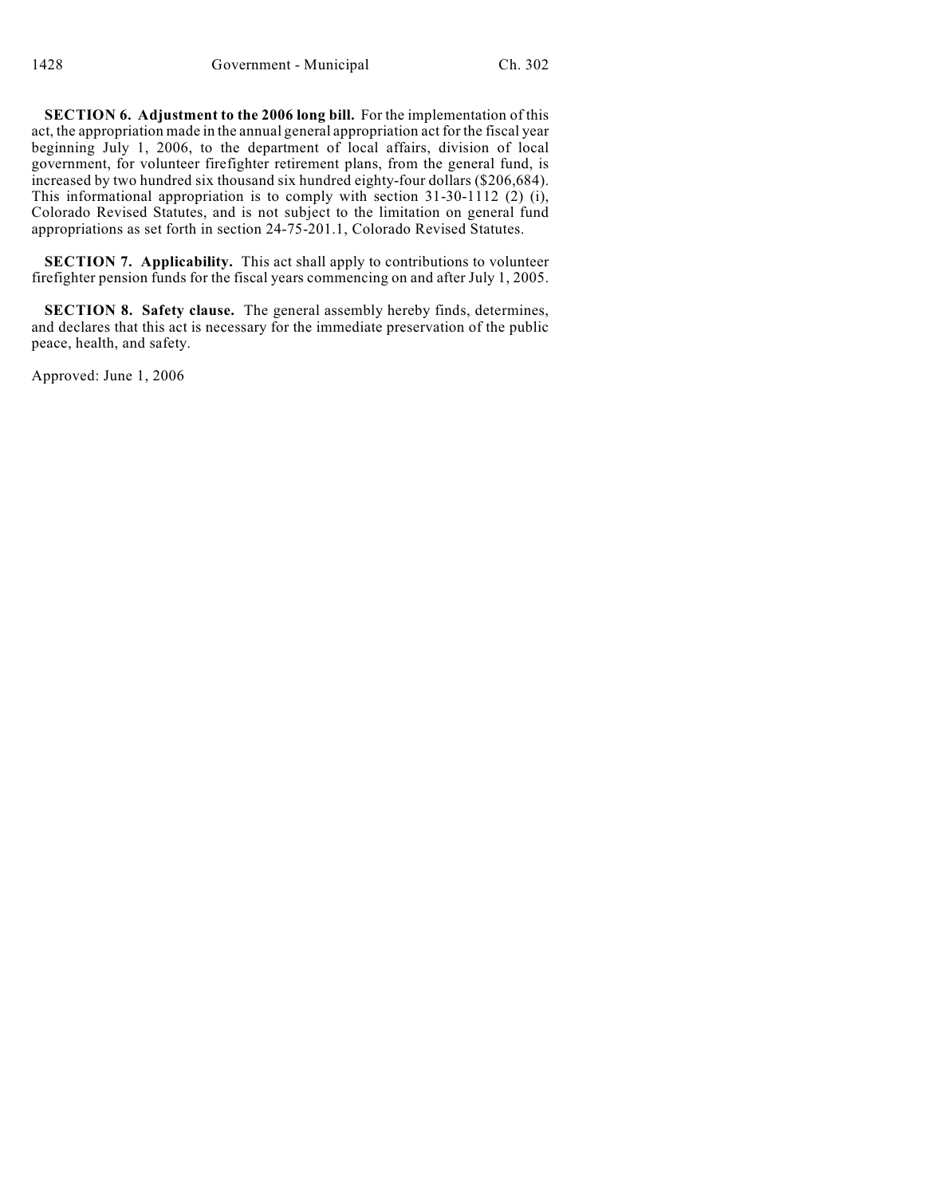**SECTION 6. Adjustment to the 2006 long bill.** For the implementation of this act, the appropriation made in the annual general appropriation act for the fiscal year beginning July 1, 2006, to the department of local affairs, division of local government, for volunteer firefighter retirement plans, from the general fund, is increased by two hundred six thousand six hundred eighty-four dollars ($206,684). This informational appropriation is to comply with section 31-30-1112 (2) (i), Colorado Revised Statutes, and is not subject to the limitation on general fund appropriations as set forth in section 24-75-201.1, Colorado Revised Statutes.

**SECTION 7. Applicability.** This act shall apply to contributions to volunteer firefighter pension funds for the fiscal years commencing on and after July 1, 2005.

**SECTION 8. Safety clause.** The general assembly hereby finds, determines, and declares that this act is necessary for the immediate preservation of the public peace, health, and safety.

Approved: June 1, 2006